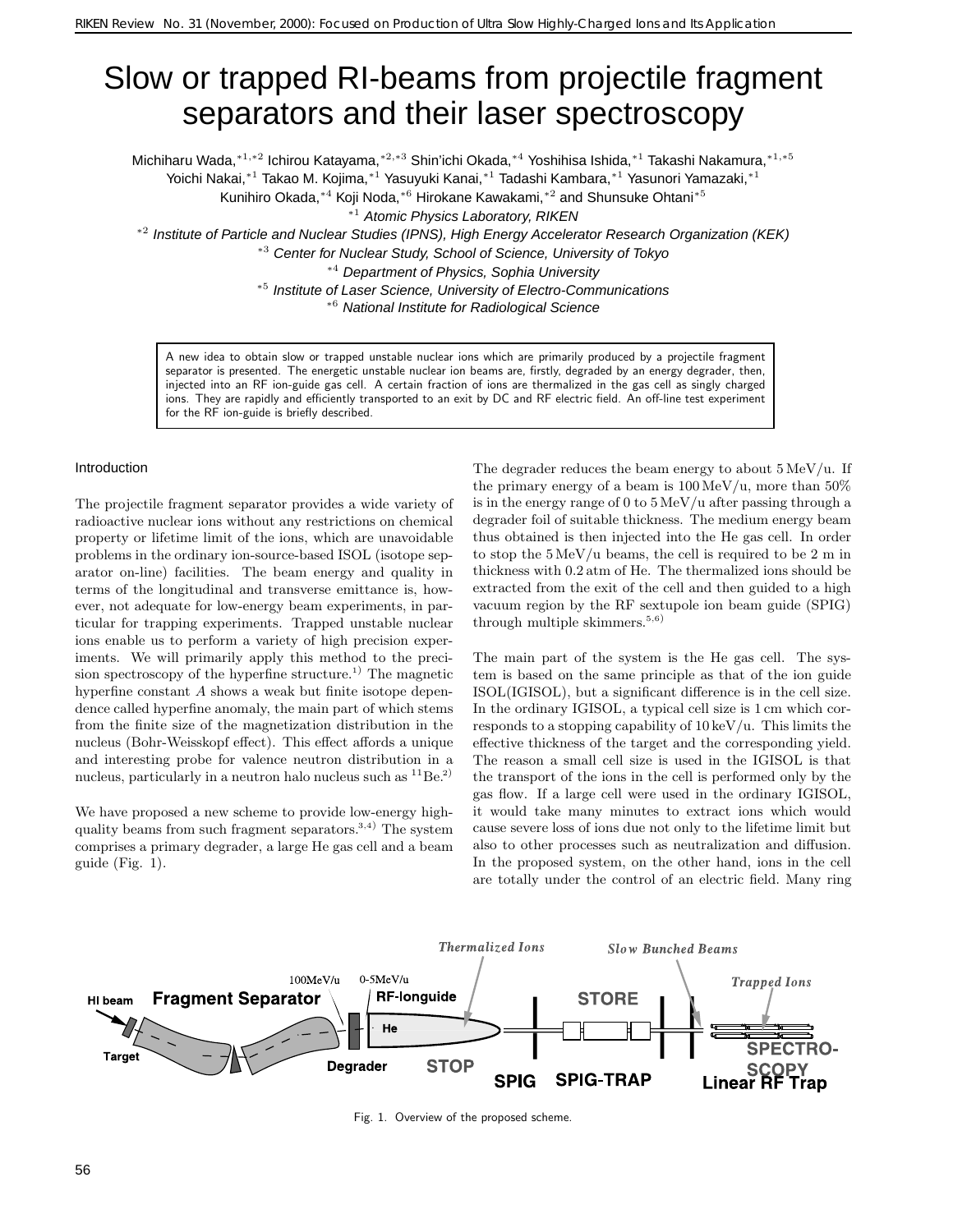# Slow or trapped RI-beams from projectile fragment separators and their laser spectroscopy

Michiharu Wada,[*1,*2] Ichirou Katayama,[*2,*3] Shin'ichi Okada,[*4] Yoshihisa Ishida,[*1] Takashi Nakamura,[*1,*5] Yoichi Nakai,[*1] Takao M. Kojima,[*1] Yasuyuki Kanai,[*1] Tadashi Kambara,[*1] Yasunori Yamazaki,[*1] Kunihiro Okada,[*4] Koji Noda,[*6] Hirokane Kawakami,[*2] and Shunsuke Ohtani[*5]

[*1] *Atomic Physics Laboratory, RIKEN*

[*2] *Institute of Particle and Nuclear Studies (IPNS), High Energy Accelerator Research Organization (KEK)*

[*3] *Center for Nuclear Study, School of Science, University of Tokyo*

[*4] *Department of Physics, Sophia University*

[*5] *Institute of Laser Science, University of Electro-Communications*

[*6] *National Institute for Radiological Science*

A new idea to obtain slow or trapped unstable nuclear ions which are primarily produced by a projectile fragment separator is presented. The energetic unstable nuclear ion beams are, firstly, degraded by an energy degrader, then, injected into an RF ion-guide gas cell. A certain fraction of ions are thermalized in the gas cell as singly charged ions. They are rapidly and efficiently transported to an exit by DC and RF electric field. An off-line test experiment for the RF ion-guide is briefly described.

## Introduction

The projectile fragment separator provides a wide variety of radioactive nuclear ions without any restrictions on chemical property or lifetime limit of the ions, which are unavoidable problems in the ordinary ion-source-based ISOL (isotope separator on-line) facilities. The beam energy and quality in terms of the longitudinal and transverse emittance is, however, not adequate for low-energy beam experiments, in particular for trapping experiments. Trapped unstable nuclear ions enable us to perform a variety of high precision experiments. We will primarily apply this method to the precision spectroscopy of the hyperfine structure.[1] The magnetic hyperfine constant $A$ shows a weak but finite isotope dependence called hyperfine anomaly, the main part of which stems from the finite size of the magnetization distribution in the nucleus (Bohr-Weisskopf effect). This effect affords a unique and interesting probe for valence neutron distribution in a nucleus, particularly in a neutron halo nucleus such as $^{11}$Be.[2]

We have proposed a new scheme to provide low-energy high-quality beams from such fragment separators.[3,4] The system comprises a primary degrader, a large He gas cell and a beam guide (Fig. 1).

The degrader reduces the beam energy to about 5 MeV/u. If the primary energy of a beam is 100 MeV/u, more than 50% is in the energy range of 0 to 5 MeV/u after passing through a degrader foil of suitable thickness. The medium energy beam thus obtained is then injected into the He gas cell. In order to stop the 5 MeV/u beams, the cell is required to be 2 m in thickness with 0.2 atm of He. The thermalized ions should be extracted from the exit of the cell and then guided to a high vacuum region by the RF sextupole ion beam guide (SPIG) through multiple skimmers.[5,6]

The main part of the system is the He gas cell. The system is based on the same principle as that of the ion guide ISOL(IGISOL), but a significant difference is in the cell size. In the ordinary IGISOL, a typical cell size is 1 cm which corresponds to a stopping capability of 10 keV/u. This limits the effective thickness of the target and the corresponding yield. The reason a small cell size is used in the IGISOL is that the transport of the ions in the cell is performed only by the gas flow. If a large cell were used in the ordinary IGISOL, it would take many minutes to extract ions which would cause severe loss of ions due not only to the lifetime limit but also to other processes such as neutralization and diffusion. In the proposed system, on the other hand, ions in the cell are totally under the control of an electric field. Many ring

Fig. 1. Overview of the proposed scheme.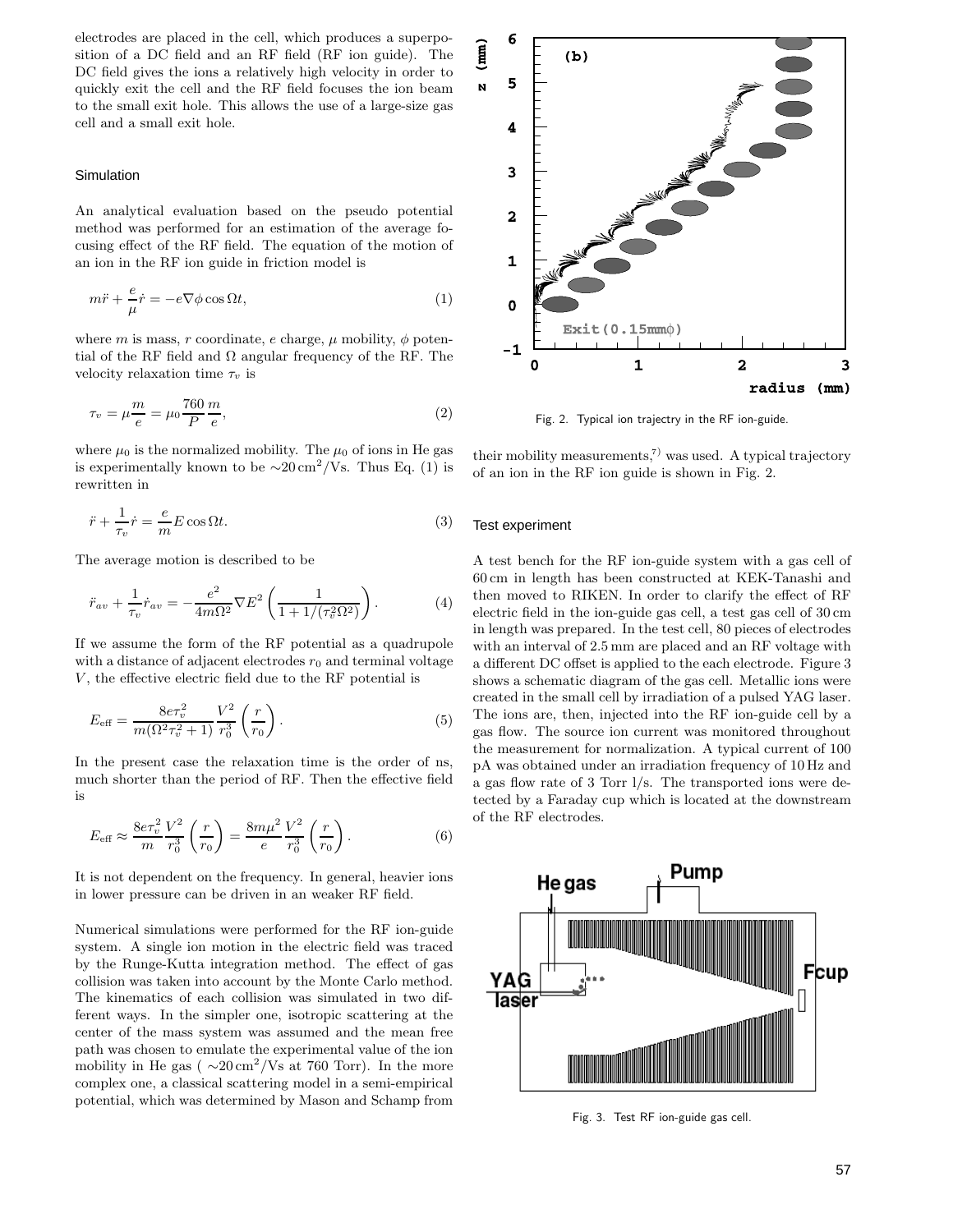electrodes are placed in the cell, which produces a superposition of a DC field and an RF field (RF ion guide). The DC field gives the ions a relatively high velocity in order to quickly exit the cell and the RF field focuses the ion beam to the small exit hole. This allows the use of a large-size gas cell and a small exit hole.

### Simulation

An analytical evaluation based on the pseudo potential method was performed for an estimation of the average focusing effect of the RF field. The equation of the motion of an ion in the RF ion guide in friction model is

$$m\ddot{r} + \frac{e}{\mu}\dot{r} = -e\nabla\phi\cos\Omega t, \tag{1}$$

where $m$ is mass, $r$ coordinate, $e$ charge, $\mu$ mobility, $\phi$ potential of the RF field and $\Omega$ angular frequency of the RF. The velocity relaxation time $\tau_v$ is

$$\tau_v = \mu\frac{m}{e} = \mu_0\frac{760}{P}\frac{m}{e}, \tag{2}$$

where $\mu_0$ is the normalized mobility. The $\mu_0$ of ions in He gas is experimentally known to be $\sim$20 cm$^2$/Vs. Thus Eq. (1) is rewritten in

$$\ddot{r} + \frac{1}{\tau_v}\dot{r} = \frac{e}{m}E\cos\Omega t. \tag{3}$$

The average motion is described to be

$$\ddot{r}_{av} + \frac{1}{\tau_v}\dot{r}_{av} = -\frac{e^2}{4m\Omega^2}\nabla E^2\left(\frac{1}{1+1/(\tau_v^2\Omega^2)}\right). \tag{4}$$

If we assume the form of the RF potential as a quadrupole with a distance of adjacent electrodes $r_0$ and terminal voltage $V$, the effective electric field due to the RF potential is

$$E_{\rm eff} = \frac{8e\tau_v^2}{m(\Omega^2\tau_v^2+1)}\frac{V^2}{r_0^3}\left(\frac{r}{r_0}\right). \tag{5}$$

In the present case the relaxation time is the order of ns, much shorter than the period of RF. Then the effective field is

$$E_{\rm eff} \approx \frac{8e\tau_v^2}{m}\frac{V^2}{r_0^3}\left(\frac{r}{r_0}\right) = \frac{8m\mu^2}{e}\frac{V^2}{r_0^3}\left(\frac{r}{r_0}\right). \tag{6}$$

It is not dependent on the frequency. In general, heavier ions in lower pressure can be driven in an weaker RF field.

Numerical simulations were performed for the RF ion-guide system. A single ion motion in the electric field was traced by the Runge-Kutta integration method. The effect of gas collision was taken into account by the Monte Carlo method. The kinematics of each collision was simulated in two different ways. In the simpler one, isotropic scattering at the center of the mass system was assumed and the mean free path was chosen to emulate the experimental value of the ion mobility in He gas ( $\sim$20 cm$^2$/Vs at 760 Torr). In the more complex one, a classical scattering model in a semi-empirical potential, which was determined by Mason and Schamp from their mobility measurements,[7] was used. A typical trajectory of an ion in the RF ion guide is shown in Fig. 2.

Fig. 2. Typical ion trajectry in the RF ion-guide.

### Test experiment

A test bench for the RF ion-guide system with a gas cell of 60 cm in length has been constructed at KEK-Tanashi and then moved to RIKEN. In order to clarify the effect of RF electric field in the ion-guide gas cell, a test gas cell of 30 cm in length was prepared. In the test cell, 80 pieces of electrodes with an interval of 2.5 mm are placed and an RF voltage with a different DC offset is applied to the each electrode. Figure 3 shows a schematic diagram of the gas cell. Metallic ions were created in the small cell by irradiation of a pulsed YAG laser. The ions are, then, injected into the RF ion-guide cell by a gas flow. The source ion current was monitored throughout the measurement for normalization. A typical current of 100 pA was obtained under an irradiation frequency of 10 Hz and a gas flow rate of 3 Torr l/s. The transported ions were detected by a Faraday cup which is located at the downstream of the RF electrodes.

Fig. 3. Test RF ion-guide gas cell.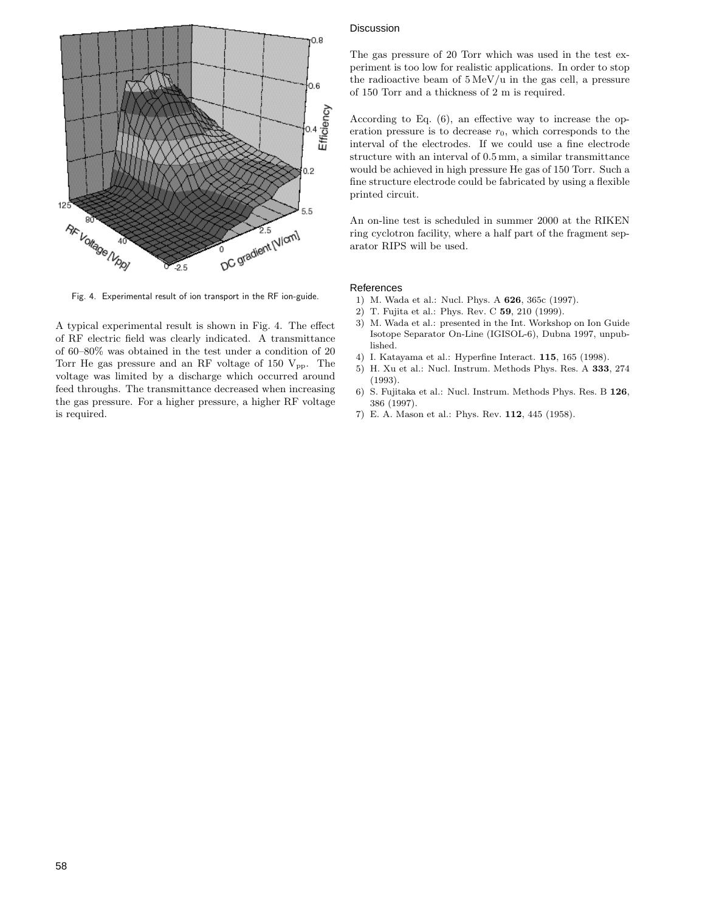Efficiency

0.8

0.6

0.4

0.2

125

80

40

0

RF Voltage [Vpp]

-2.5

0

2.5

5.5

DC gradient [V/cm]

Fig. 4. Experimental result of ion transport in the RF ion-guide.

A typical experimental result is shown in Fig. 4. The effect of RF electric field was clearly indicated. A transmittance of 60–80% was obtained in the test under a condition of 20 Torr He gas pressure and an RF voltage of 150 $V_{pp}$. The voltage was limited by a discharge which occurred around feed throughs. The transmittance decreased when increasing the gas pressure. For a higher pressure, a higher RF voltage is required.

## Discussion

The gas pressure of 20 Torr which was used in the test experiment is too low for realistic applications. In order to stop the radioactive beam of 5 MeV/u in the gas cell, a pressure of 150 Torr and a thickness of 2 m is required.

According to Eq. (6), an effective way to increase the operation pressure is to decrease $r_0$, which corresponds to the interval of the electrodes. If we could use a fine electrode structure with an interval of 0.5 mm, a similar transmittance would be achieved in high pressure He gas of 150 Torr. Such a fine structure electrode could be fabricated by using a flexible printed circuit.

An on-line test is scheduled in summer 2000 at the RIKEN ring cyclotron facility, where a half part of the fragment separator RIPS will be used.

## References

1) M. Wada et al.: Nucl. Phys. A **626**, 365c (1997).
2) T. Fujita et al.: Phys. Rev. C **59**, 210 (1999).
3) M. Wada et al.: presented in the Int. Workshop on Ion Guide Isotope Separator On-Line (IGISOL-6), Dubna 1997, unpublished.
4) I. Katayama et al.: Hyperfine Interact. **115**, 165 (1998).
5) H. Xu et al.: Nucl. Instrum. Methods Phys. Res. A **333**, 274 (1993).
6) S. Fujitaka et al.: Nucl. Instrum. Methods Phys. Res. B **126**, 386 (1997).
7) E. A. Mason et al.: Phys. Rev. **112**, 445 (1958).